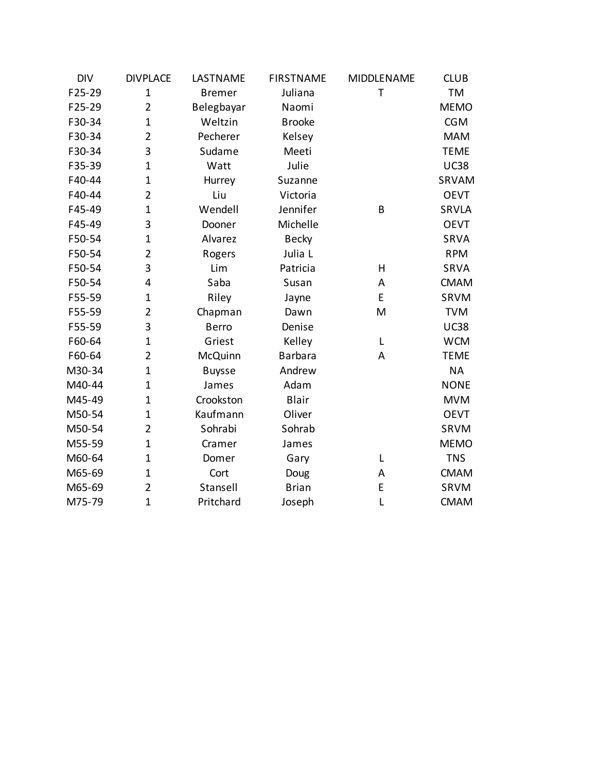| DIV | DIVPLACE | LASTNAME | FIRSTNAME | MIDDLENAME | CLUB |
| --- | --- | --- | --- | --- | --- |
| F25-29 | 1 | Bremer | Juliana | T | TM |
| F25-29 | 2 | Belegbayar | Naomi | | MEMO |
| F30-34 | 1 | Weltzin | Brooke | | CGM |
| F30-34 | 2 | Pecherer | Kelsey | | MAM |
| F30-34 | 3 | Sudame | Meeti | | TEME |
| F35-39 | 1 | Watt | Julie | | UC38 |
| F40-44 | 1 | Hurrey | Suzanne | | SRVAM |
| F40-44 | 2 | Liu | Victoria | | OEVT |
| F45-49 | 1 | Wendell | Jennifer | B | SRVLA |
| F45-49 | 3 | Dooner | Michelle | | OEVT |
| F50-54 | 1 | Alvarez | Becky | | SRVA |
| F50-54 | 2 | Rogers | Julia L | | RPM |
| F50-54 | 3 | Lim | Patricia | H | SRVA |
| F50-54 | 4 | Saba | Susan | A | CMAM |
| F55-59 | 1 | Riley | Jayne | E | SRVM |
| F55-59 | 2 | Chapman | Dawn | M | TVM |
| F55-59 | 3 | Berro | Denise | | UC38 |
| F60-64 | 1 | Griest | Kelley | L | WCM |
| F60-64 | 2 | McQuinn | Barbara | A | TEME |
| M30-34 | 1 | Buysse | Andrew | | NA |
| M40-44 | 1 | James | Adam | | NONE |
| M45-49 | 1 | Crookston | Blair | | MVM |
| M50-54 | 1 | Kaufmann | Oliver | | OEVT |
| M50-54 | 2 | Sohrabi | Sohrab | | SRVM |
| M55-59 | 1 | Cramer | James | | MEMO |
| M60-64 | 1 | Domer | Gary | L | TNS |
| M65-69 | 1 | Cort | Doug | A | CMAM |
| M65-69 | 2 | Stansell | Brian | E | SRVM |
| M75-79 | 1 | Pritchard | Joseph | L | CMAM |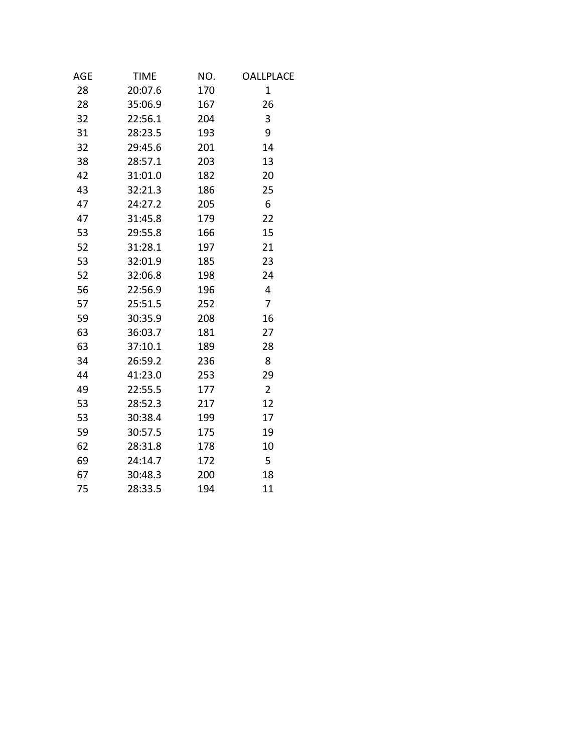| AGE | TIME | NO. | OALLPLACE |
|---|---|---|---|
| 28 | 20:07.6 | 170 | 1 |
| 28 | 35:06.9 | 167 | 26 |
| 32 | 22:56.1 | 204 | 3 |
| 31 | 28:23.5 | 193 | 9 |
| 32 | 29:45.6 | 201 | 14 |
| 38 | 28:57.1 | 203 | 13 |
| 42 | 31:01.0 | 182 | 20 |
| 43 | 32:21.3 | 186 | 25 |
| 47 | 24:27.2 | 205 | 6 |
| 47 | 31:45.8 | 179 | 22 |
| 53 | 29:55.8 | 166 | 15 |
| 52 | 31:28.1 | 197 | 21 |
| 53 | 32:01.9 | 185 | 23 |
| 52 | 32:06.8 | 198 | 24 |
| 56 | 22:56.9 | 196 | 4 |
| 57 | 25:51.5 | 252 | 7 |
| 59 | 30:35.9 | 208 | 16 |
| 63 | 36:03.7 | 181 | 27 |
| 63 | 37:10.1 | 189 | 28 |
| 34 | 26:59.2 | 236 | 8 |
| 44 | 41:23.0 | 253 | 29 |
| 49 | 22:55.5 | 177 | 2 |
| 53 | 28:52.3 | 217 | 12 |
| 53 | 30:38.4 | 199 | 17 |
| 59 | 30:57.5 | 175 | 19 |
| 62 | 28:31.8 | 178 | 10 |
| 69 | 24:14.7 | 172 | 5 |
| 67 | 30:48.3 | 200 | 18 |
| 75 | 28:33.5 | 194 | 11 |